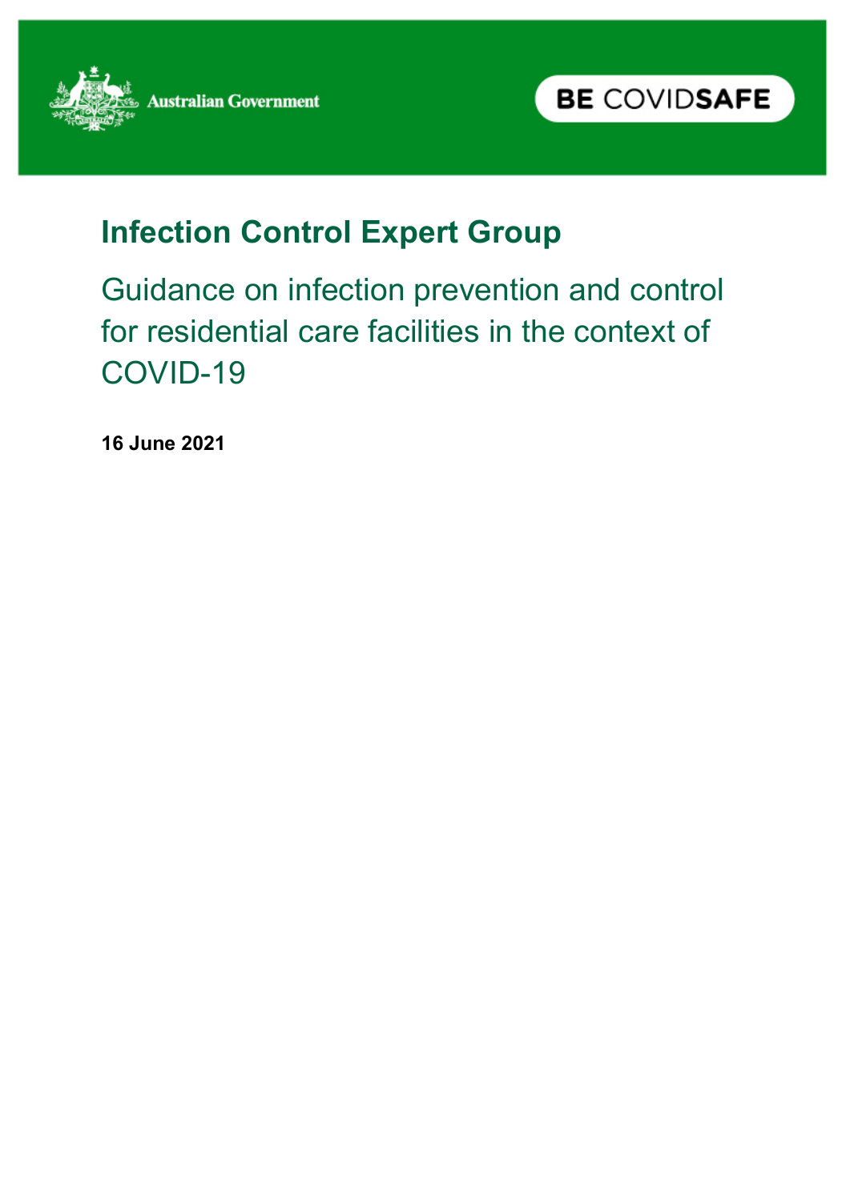Australian Government

BE COVIDSAFE

# Infection Control Expert Group

## Guidance on infection prevention and control for residential care facilities in the context of COVID-19

**16 June 2021**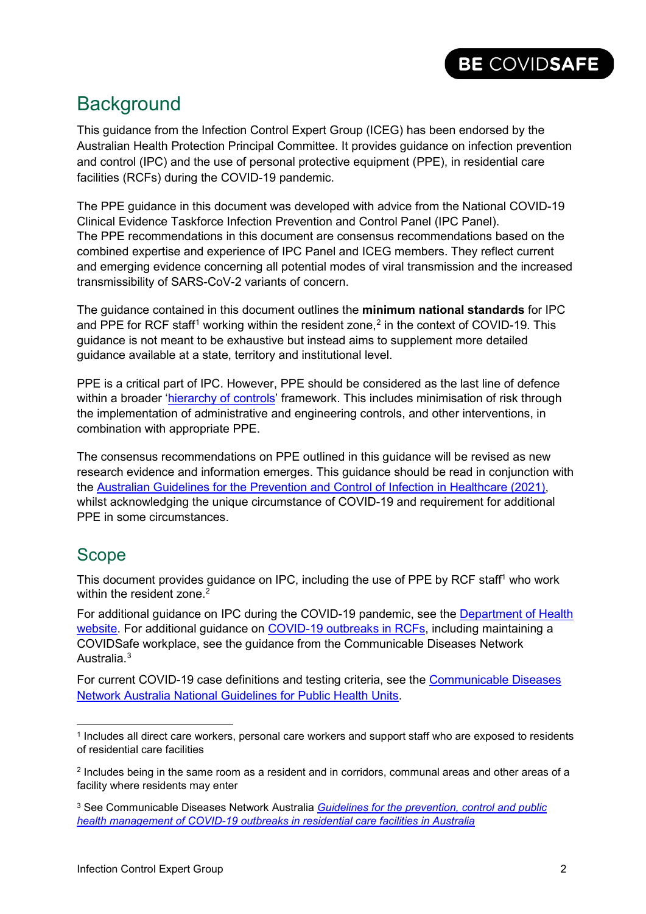## Background

This guidance from the Infection Control Expert Group (ICEG) has been endorsed by the Australian Health Protection Principal Committee. It provides guidance on infection prevention and control (IPC) and the use of personal protective equipment (PPE), in residential care facilities (RCFs) during the COVID-19 pandemic.

The PPE guidance in this document was developed with advice from the National COVID-19 Clinical Evidence Taskforce Infection Prevention and Control Panel (IPC Panel). The PPE recommendations in this document are consensus recommendations based on the combined expertise and experience of IPC Panel and ICEG members. They reflect current and emerging evidence concerning all potential modes of viral transmission and the increased transmissibility of SARS-CoV-2 variants of concern.

The guidance contained in this document outlines the **minimum national standards** for IPC and PPE for RCF staff[1] working within the resident zone,[2] in the context of COVID-19. This guidance is not meant to be exhaustive but instead aims to supplement more detailed guidance available at a state, territory and institutional level.

PPE is a critical part of IPC. However, PPE should be considered as the last line of defence within a broader 'hierarchy of controls' framework. This includes minimisation of risk through the implementation of administrative and engineering controls, and other interventions, in combination with appropriate PPE.

The consensus recommendations on PPE outlined in this guidance will be revised as new research evidence and information emerges. This guidance should be read in conjunction with the Australian Guidelines for the Prevention and Control of Infection in Healthcare (2021), whilst acknowledging the unique circumstance of COVID-19 and requirement for additional PPE in some circumstances.

## Scope

This document provides guidance on IPC, including the use of PPE by RCF staff[1] who work within the resident zone.[2]

For additional guidance on IPC during the COVID-19 pandemic, see the Department of Health website. For additional guidance on COVID-19 outbreaks in RCFs, including maintaining a COVIDSafe workplace, see the guidance from the Communicable Diseases Network Australia.[3]

For current COVID-19 case definitions and testing criteria, see the Communicable Diseases Network Australia National Guidelines for Public Health Units.

---

[1] Includes all direct care workers, personal care workers and support staff who are exposed to residents of residential care facilities

[2] Includes being in the same room as a resident and in corridors, communal areas and other areas of a facility where residents may enter

[3] See Communicable Diseases Network Australia *Guidelines for the prevention, control and public health management of COVID-19 outbreaks in residential care facilities in Australia*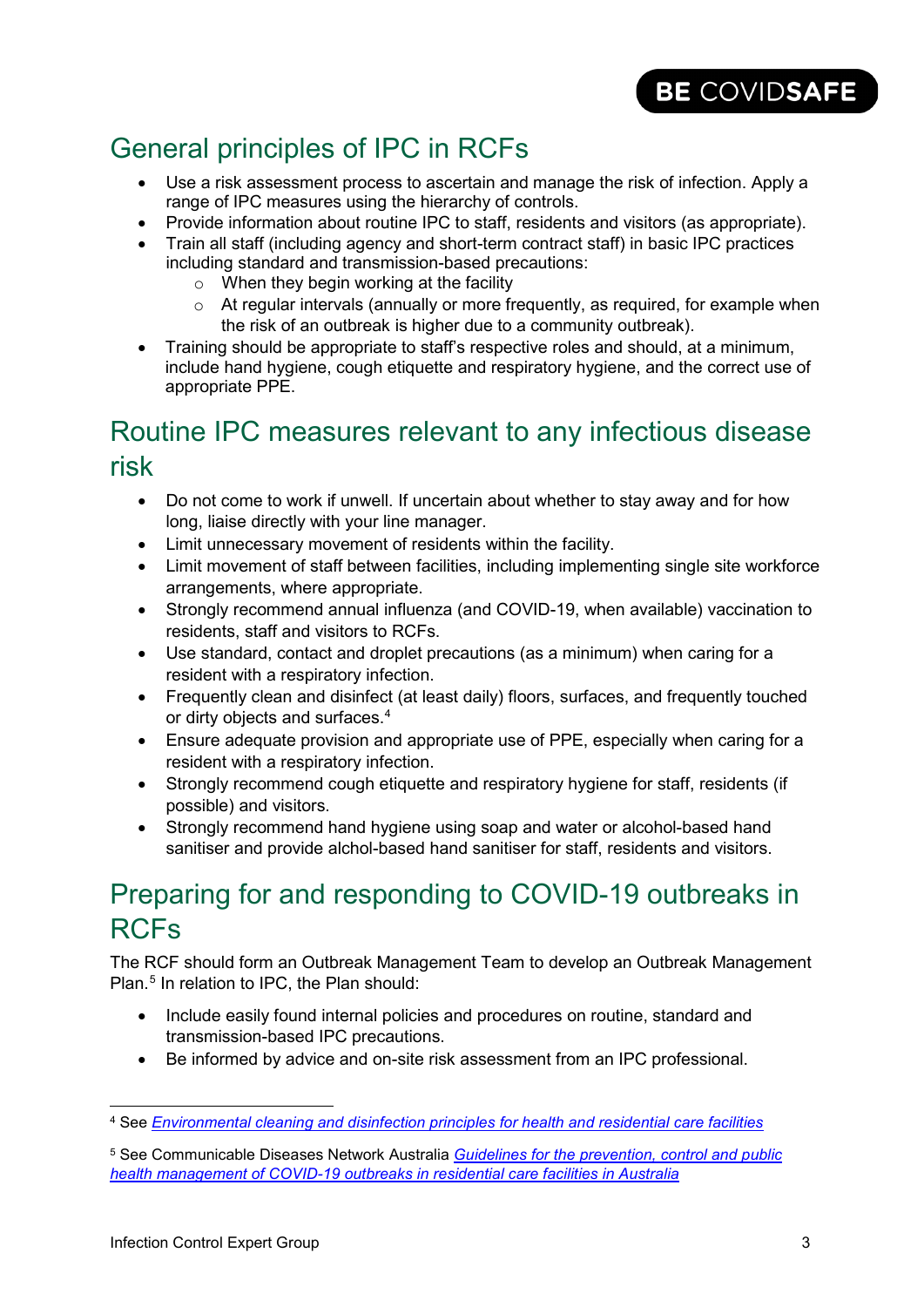## General principles of IPC in RCFs

- Use a risk assessment process to ascertain and manage the risk of infection. Apply a range of IPC measures using the hierarchy of controls.
- Provide information about routine IPC to staff, residents and visitors (as appropriate).
- Train all staff (including agency and short-term contract staff) in basic IPC practices including standard and transmission-based precautions:
  - When they begin working at the facility
  - At regular intervals (annually or more frequently, as required, for example when the risk of an outbreak is higher due to a community outbreak).
- Training should be appropriate to staff's respective roles and should, at a minimum, include hand hygiene, cough etiquette and respiratory hygiene, and the correct use of appropriate PPE.

## Routine IPC measures relevant to any infectious disease risk

- Do not come to work if unwell. If uncertain about whether to stay away and for how long, liaise directly with your line manager.
- Limit unnecessary movement of residents within the facility.
- Limit movement of staff between facilities, including implementing single site workforce arrangements, where appropriate.
- Strongly recommend annual influenza (and COVID-19, when available) vaccination to residents, staff and visitors to RCFs.
- Use standard, contact and droplet precautions (as a minimum) when caring for a resident with a respiratory infection.
- Frequently clean and disinfect (at least daily) floors, surfaces, and frequently touched or dirty objects and surfaces.[4]
- Ensure adequate provision and appropriate use of PPE, especially when caring for a resident with a respiratory infection.
- Strongly recommend cough etiquette and respiratory hygiene for staff, residents (if possible) and visitors.
- Strongly recommend hand hygiene using soap and water or alcohol-based hand sanitiser and provide alchol-based hand sanitiser for staff, residents and visitors.

## Preparing for and responding to COVID-19 outbreaks in RCFs

The RCF should form an Outbreak Management Team to develop an Outbreak Management Plan.[5] In relation to IPC, the Plan should:

- Include easily found internal policies and procedures on routine, standard and transmission-based IPC precautions.
- Be informed by advice and on-site risk assessment from an IPC professional.

---

[4] See *Environmental cleaning and disinfection principles for health and residential care facilities*

[5] See Communicable Diseases Network Australia *Guidelines for the prevention, control and public health management of COVID-19 outbreaks in residential care facilities in Australia*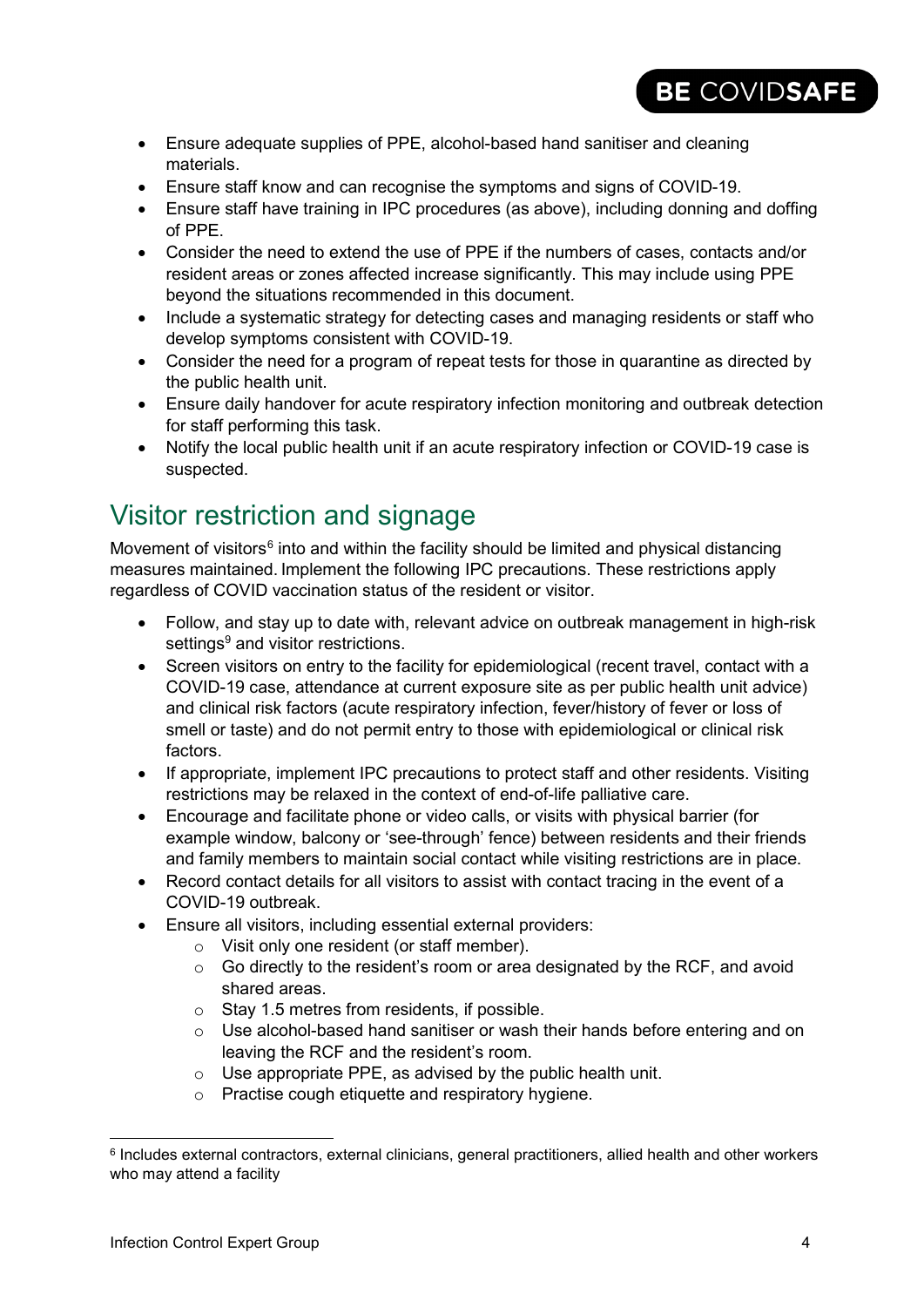- Ensure adequate supplies of PPE, alcohol-based hand sanitiser and cleaning materials.
- Ensure staff know and can recognise the symptoms and signs of COVID-19.
- Ensure staff have training in IPC procedures (as above), including donning and doffing of PPE.
- Consider the need to extend the use of PPE if the numbers of cases, contacts and/or resident areas or zones affected increase significantly. This may include using PPE beyond the situations recommended in this document.
- Include a systematic strategy for detecting cases and managing residents or staff who develop symptoms consistent with COVID-19.
- Consider the need for a program of repeat tests for those in quarantine as directed by the public health unit.
- Ensure daily handover for acute respiratory infection monitoring and outbreak detection for staff performing this task.
- Notify the local public health unit if an acute respiratory infection or COVID-19 case is suspected.

## Visitor restriction and signage

Movement of visitors[6] into and within the facility should be limited and physical distancing measures maintained. Implement the following IPC precautions. These restrictions apply regardless of COVID vaccination status of the resident or visitor.

- Follow, and stay up to date with, relevant advice on outbreak management in high-risk settings[9] and visitor restrictions.
- Screen visitors on entry to the facility for epidemiological (recent travel, contact with a COVID-19 case, attendance at current exposure site as per public health unit advice) and clinical risk factors (acute respiratory infection, fever/history of fever or loss of smell or taste) and do not permit entry to those with epidemiological or clinical risk factors.
- If appropriate, implement IPC precautions to protect staff and other residents. Visiting restrictions may be relaxed in the context of end-of-life palliative care.
- Encourage and facilitate phone or video calls, or visits with physical barrier (for example window, balcony or 'see-through' fence) between residents and their friends and family members to maintain social contact while visiting restrictions are in place.
- Record contact details for all visitors to assist with contact tracing in the event of a COVID-19 outbreak.
- Ensure all visitors, including essential external providers:
  - Visit only one resident (or staff member).
  - Go directly to the resident's room or area designated by the RCF, and avoid shared areas.
  - Stay 1.5 metres from residents, if possible.
  - Use alcohol-based hand sanitiser or wash their hands before entering and on leaving the RCF and the resident's room.
  - Use appropriate PPE, as advised by the public health unit.
  - Practise cough etiquette and respiratory hygiene.

[6] Includes external contractors, external clinicians, general practitioners, allied health and other workers who may attend a facility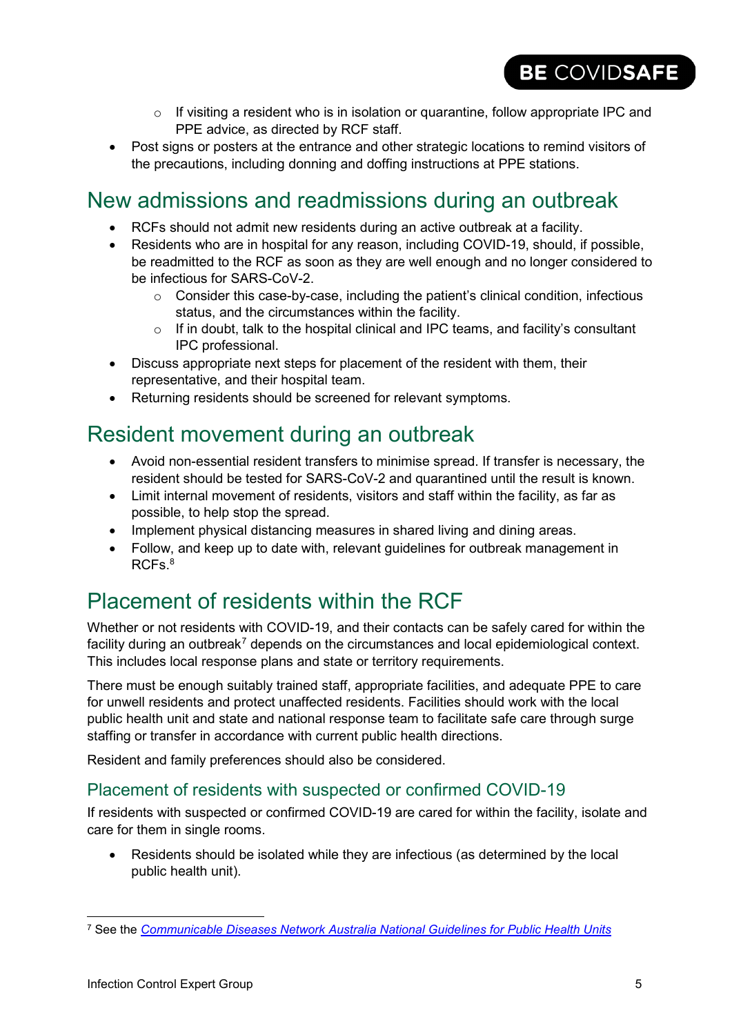- If visiting a resident who is in isolation or quarantine, follow appropriate IPC and PPE advice, as directed by RCF staff.
- Post signs or posters at the entrance and other strategic locations to remind visitors of the precautions, including donning and doffing instructions at PPE stations.

## New admissions and readmissions during an outbreak

- RCFs should not admit new residents during an active outbreak at a facility.
- Residents who are in hospital for any reason, including COVID-19, should, if possible, be readmitted to the RCF as soon as they are well enough and no longer considered to be infectious for SARS-CoV-2.
    - Consider this case-by-case, including the patient's clinical condition, infectious status, and the circumstances within the facility.
    - If in doubt, talk to the hospital clinical and IPC teams, and facility's consultant IPC professional.
- Discuss appropriate next steps for placement of the resident with them, their representative, and their hospital team.
- Returning residents should be screened for relevant symptoms.

## Resident movement during an outbreak

- Avoid non-essential resident transfers to minimise spread. If transfer is necessary, the resident should be tested for SARS-CoV-2 and quarantined until the result is known.
- Limit internal movement of residents, visitors and staff within the facility, as far as possible, to help stop the spread.
- Implement physical distancing measures in shared living and dining areas.
- Follow, and keep up to date with, relevant guidelines for outbreak management in RCFs.[8]

## Placement of residents within the RCF

Whether or not residents with COVID-19, and their contacts can be safely cared for within the facility during an outbreak[7] depends on the circumstances and local epidemiological context. This includes local response plans and state or territory requirements.

There must be enough suitably trained staff, appropriate facilities, and adequate PPE to care for unwell residents and protect unaffected residents. Facilities should work with the local public health unit and state and national response team to facilitate safe care through surge staffing or transfer in accordance with current public health directions.

Resident and family preferences should also be considered.

### Placement of residents with suspected or confirmed COVID-19

If residents with suspected or confirmed COVID-19 are cared for within the facility, isolate and care for them in single rooms.

- Residents should be isolated while they are infectious (as determined by the local public health unit).

---

[7] See the *Communicable Diseases Network Australia National Guidelines for Public Health Units*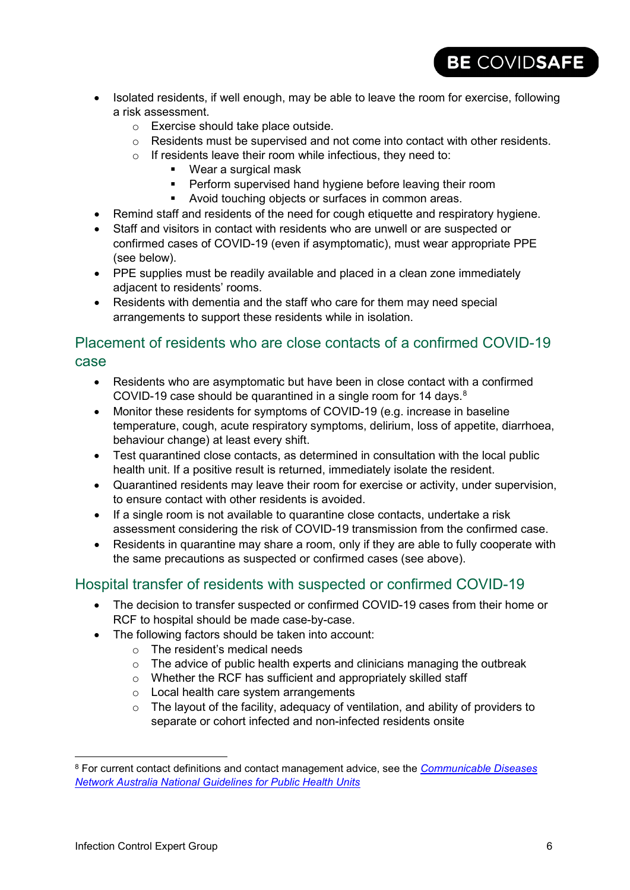- Isolated residents, if well enough, may be able to leave the room for exercise, following a risk assessment.
  - Exercise should take place outside.
  - Residents must be supervised and not come into contact with other residents.
  - If residents leave their room while infectious, they need to:
    - Wear a surgical mask
    - Perform supervised hand hygiene before leaving their room
    - Avoid touching objects or surfaces in common areas.
- Remind staff and residents of the need for cough etiquette and respiratory hygiene.
- Staff and visitors in contact with residents who are unwell or are suspected or confirmed cases of COVID-19 (even if asymptomatic), must wear appropriate PPE (see below).
- PPE supplies must be readily available and placed in a clean zone immediately adjacent to residents' rooms.
- Residents with dementia and the staff who care for them may need special arrangements to support these residents while in isolation.

## Placement of residents who are close contacts of a confirmed COVID-19 case

- Residents who are asymptomatic but have been in close contact with a confirmed COVID-19 case should be quarantined in a single room for 14 days.[8]
- Monitor these residents for symptoms of COVID-19 (e.g. increase in baseline temperature, cough, acute respiratory symptoms, delirium, loss of appetite, diarrhoea, behaviour change) at least every shift.
- Test quarantined close contacts, as determined in consultation with the local public health unit. If a positive result is returned, immediately isolate the resident.
- Quarantined residents may leave their room for exercise or activity, under supervision, to ensure contact with other residents is avoided.
- If a single room is not available to quarantine close contacts, undertake a risk assessment considering the risk of COVID-19 transmission from the confirmed case.
- Residents in quarantine may share a room, only if they are able to fully cooperate with the same precautions as suspected or confirmed cases (see above).

## Hospital transfer of residents with suspected or confirmed COVID-19

- The decision to transfer suspected or confirmed COVID-19 cases from their home or RCF to hospital should be made case-by-case.
- The following factors should be taken into account:
  - The resident's medical needs
  - The advice of public health experts and clinicians managing the outbreak
  - Whether the RCF has sufficient and appropriately skilled staff
  - Local health care system arrangements
  - The layout of the facility, adequacy of ventilation, and ability of providers to separate or cohort infected and non-infected residents onsite

---

[8] For current contact definitions and contact management advice, see the *Communicable Diseases Network Australia National Guidelines for Public Health Units*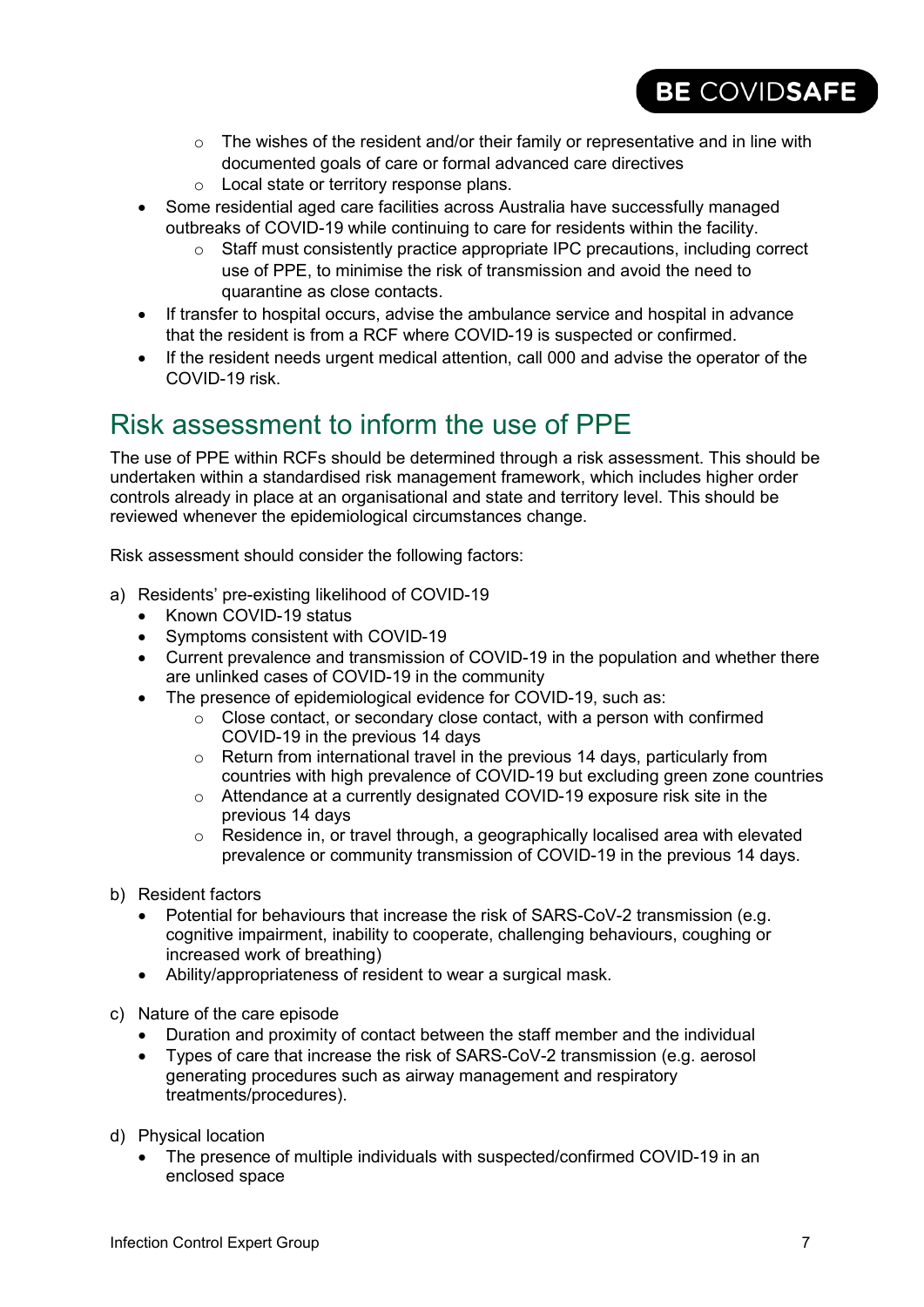- The wishes of the resident and/or their family or representative and in line with documented goals of care or formal advanced care directives
  - Local state or territory response plans.
- Some residential aged care facilities across Australia have successfully managed outbreaks of COVID-19 while continuing to care for residents within the facility.
  - Staff must consistently practice appropriate IPC precautions, including correct use of PPE, to minimise the risk of transmission and avoid the need to quarantine as close contacts.
- If transfer to hospital occurs, advise the ambulance service and hospital in advance that the resident is from a RCF where COVID-19 is suspected or confirmed.
- If the resident needs urgent medical attention, call 000 and advise the operator of the COVID-19 risk.

# Risk assessment to inform the use of PPE

The use of PPE within RCFs should be determined through a risk assessment. This should be undertaken within a standardised risk management framework, which includes higher order controls already in place at an organisational and state and territory level. This should be reviewed whenever the epidemiological circumstances change.

Risk assessment should consider the following factors:

a) Residents' pre-existing likelihood of COVID-19
  - Known COVID-19 status
  - Symptoms consistent with COVID-19
  - Current prevalence and transmission of COVID-19 in the population and whether there are unlinked cases of COVID-19 in the community
  - The presence of epidemiological evidence for COVID-19, such as:
    - Close contact, or secondary close contact, with a person with confirmed COVID-19 in the previous 14 days
    - Return from international travel in the previous 14 days, particularly from countries with high prevalence of COVID-19 but excluding green zone countries
    - Attendance at a currently designated COVID-19 exposure risk site in the previous 14 days
    - Residence in, or travel through, a geographically localised area with elevated prevalence or community transmission of COVID-19 in the previous 14 days.

b) Resident factors
  - Potential for behaviours that increase the risk of SARS-CoV-2 transmission (e.g. cognitive impairment, inability to cooperate, challenging behaviours, coughing or increased work of breathing)
  - Ability/appropriateness of resident to wear a surgical mask.

c) Nature of the care episode
  - Duration and proximity of contact between the staff member and the individual
  - Types of care that increase the risk of SARS-CoV-2 transmission (e.g. aerosol generating procedures such as airway management and respiratory treatments/procedures).

d) Physical location
  - The presence of multiple individuals with suspected/confirmed COVID-19 in an enclosed space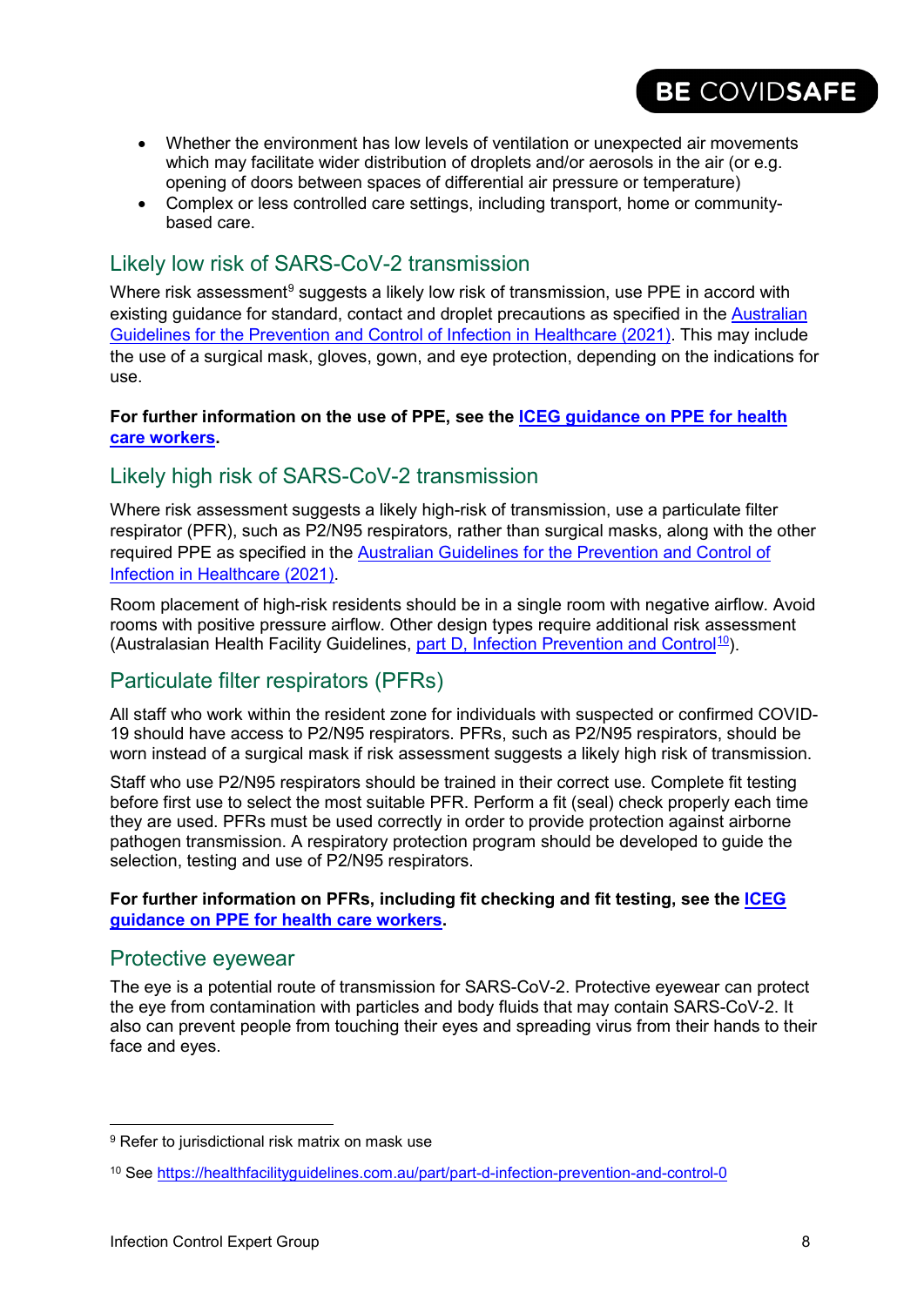- Whether the environment has low levels of ventilation or unexpected air movements which may facilitate wider distribution of droplets and/or aerosols in the air (or e.g. opening of doors between spaces of differential air pressure or temperature)
- Complex or less controlled care settings, including transport, home or community-based care.

## Likely low risk of SARS-CoV-2 transmission

Where risk assessment[9] suggests a likely low risk of transmission, use PPE in accord with existing guidance for standard, contact and droplet precautions as specified in the Australian Guidelines for the Prevention and Control of Infection in Healthcare (2021). This may include the use of a surgical mask, gloves, gown, and eye protection, depending on the indications for use.

**For further information on the use of PPE, see the ICEG guidance on PPE for health care workers.**

## Likely high risk of SARS-CoV-2 transmission

Where risk assessment suggests a likely high-risk of transmission, use a particulate filter respirator (PFR), such as P2/N95 respirators, rather than surgical masks, along with the other required PPE as specified in the Australian Guidelines for the Prevention and Control of Infection in Healthcare (2021).

Room placement of high-risk residents should be in a single room with negative airflow. Avoid rooms with positive pressure airflow. Other design types require additional risk assessment (Australasian Health Facility Guidelines, part D, Infection Prevention and Control[10]).

## Particulate filter respirators (PFRs)

All staff who work within the resident zone for individuals with suspected or confirmed COVID-19 should have access to P2/N95 respirators. PFRs, such as P2/N95 respirators, should be worn instead of a surgical mask if risk assessment suggests a likely high risk of transmission.

Staff who use P2/N95 respirators should be trained in their correct use. Complete fit testing before first use to select the most suitable PFR. Perform a fit (seal) check properly each time they are used. PFRs must be used correctly in order to provide protection against airborne pathogen transmission. A respiratory protection program should be developed to guide the selection, testing and use of P2/N95 respirators.

**For further information on PFRs, including fit checking and fit testing, see the ICEG guidance on PPE for health care workers.**

## Protective eyewear

The eye is a potential route of transmission for SARS-CoV-2. Protective eyewear can protect the eye from contamination with particles and body fluids that may contain SARS-CoV-2. It also can prevent people from touching their eyes and spreading virus from their hands to their face and eyes.

---

[9] Refer to jurisdictional risk matrix on mask use

[10] See https://healthfacilityguidelines.com.au/part/part-d-infection-prevention-and-control-0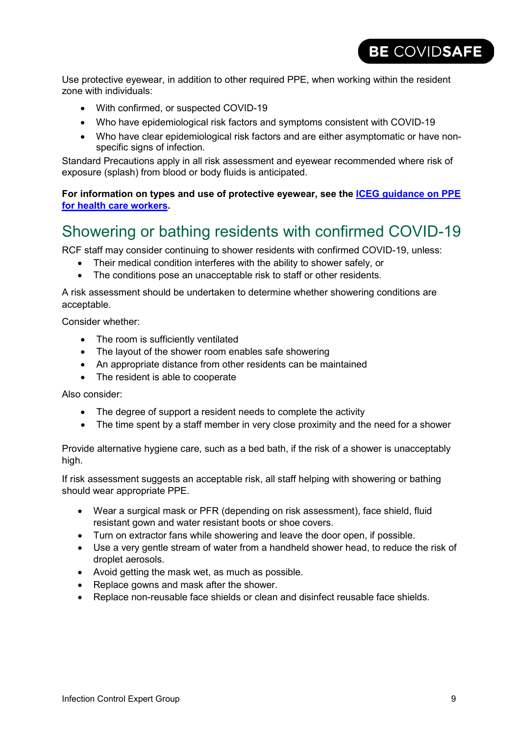Use protective eyewear, in addition to other required PPE, when working within the resident zone with individuals:

- With confirmed, or suspected COVID-19
- Who have epidemiological risk factors and symptoms consistent with COVID-19
- Who have clear epidemiological risk factors and are either asymptomatic or have non-specific signs of infection.

Standard Precautions apply in all risk assessment and eyewear recommended where risk of exposure (splash) from blood or body fluids is anticipated.

**For information on types and use of protective eyewear, see the [ICEG guidance on PPE for health care workers](ICEG guidance on PPE for health care workers).**

## Showering or bathing residents with confirmed COVID-19

RCF staff may consider continuing to shower residents with confirmed COVID-19, unless:

- Their medical condition interferes with the ability to shower safely, or
- The conditions pose an unacceptable risk to staff or other residents.

A risk assessment should be undertaken to determine whether showering conditions are acceptable.

Consider whether:

- The room is sufficiently ventilated
- The layout of the shower room enables safe showering
- An appropriate distance from other residents can be maintained
- The resident is able to cooperate

Also consider:

- The degree of support a resident needs to complete the activity
- The time spent by a staff member in very close proximity and the need for a shower

Provide alternative hygiene care, such as a bed bath, if the risk of a shower is unacceptably high.

If risk assessment suggests an acceptable risk, all staff helping with showering or bathing should wear appropriate PPE.

- Wear a surgical mask or PFR (depending on risk assessment), face shield, fluid resistant gown and water resistant boots or shoe covers.
- Turn on extractor fans while showering and leave the door open, if possible.
- Use a very gentle stream of water from a handheld shower head, to reduce the risk of droplet aerosols.
- Avoid getting the mask wet, as much as possible.
- Replace gowns and mask after the shower.
- Replace non-reusable face shields or clean and disinfect reusable face shields.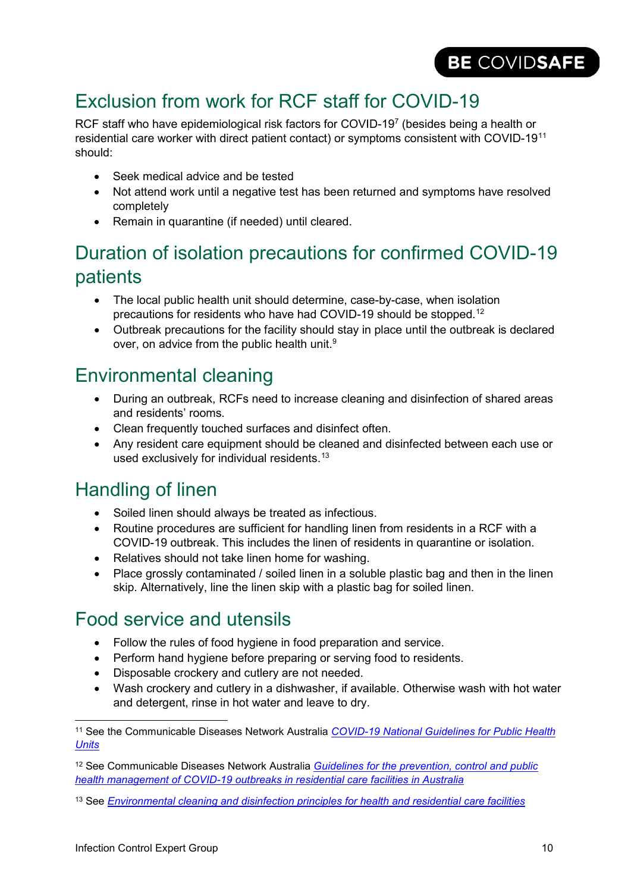## Exclusion from work for RCF staff for COVID-19

RCF staff who have epidemiological risk factors for COVID-19[7] (besides being a health or residential care worker with direct patient contact) or symptoms consistent with COVID-19[11] should:

- Seek medical advice and be tested
- Not attend work until a negative test has been returned and symptoms have resolved completely
- Remain in quarantine (if needed) until cleared.

## Duration of isolation precautions for confirmed COVID-19 patients

- The local public health unit should determine, case-by-case, when isolation precautions for residents who have had COVID-19 should be stopped.[12]
- Outbreak precautions for the facility should stay in place until the outbreak is declared over, on advice from the public health unit.[9]

## Environmental cleaning

- During an outbreak, RCFs need to increase cleaning and disinfection of shared areas and residents' rooms.
- Clean frequently touched surfaces and disinfect often.
- Any resident care equipment should be cleaned and disinfected between each use or used exclusively for individual residents.[13]

## Handling of linen

- Soiled linen should always be treated as infectious.
- Routine procedures are sufficient for handling linen from residents in a RCF with a COVID-19 outbreak. This includes the linen of residents in quarantine or isolation.
- Relatives should not take linen home for washing.
- Place grossly contaminated / soiled linen in a soluble plastic bag and then in the linen skip. Alternatively, line the linen skip with a plastic bag for soiled linen.

## Food service and utensils

- Follow the rules of food hygiene in food preparation and service.
- Perform hand hygiene before preparing or serving food to residents.
- Disposable crockery and cutlery are not needed.
- Wash crockery and cutlery in a dishwasher, if available. Otherwise wash with hot water and detergent, rinse in hot water and leave to dry.

---

[11] See the Communicable Diseases Network Australia *COVID-19 National Guidelines for Public Health Units*

[12] See Communicable Diseases Network Australia *Guidelines for the prevention, control and public health management of COVID-19 outbreaks in residential care facilities in Australia*

[13] See *Environmental cleaning and disinfection principles for health and residential care facilities*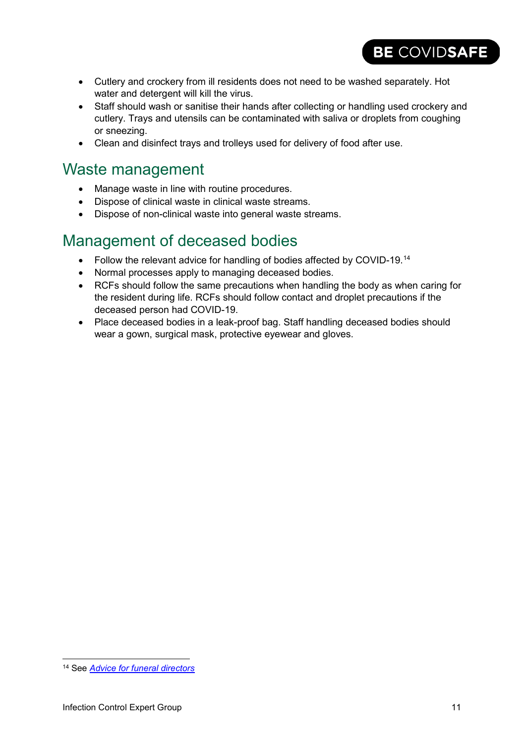- Cutlery and crockery from ill residents does not need to be washed separately. Hot water and detergent will kill the virus.
- Staff should wash or sanitise their hands after collecting or handling used crockery and cutlery. Trays and utensils can be contaminated with saliva or droplets from coughing or sneezing.
- Clean and disinfect trays and trolleys used for delivery of food after use.

## Waste management

- Manage waste in line with routine procedures.
- Dispose of clinical waste in clinical waste streams.
- Dispose of non-clinical waste into general waste streams.

## Management of deceased bodies

- Follow the relevant advice for handling of bodies affected by COVID-19.[14]
- Normal processes apply to managing deceased bodies.
- RCFs should follow the same precautions when handling the body as when caring for the resident during life. RCFs should follow contact and droplet precautions if the deceased person had COVID-19.
- Place deceased bodies in a leak-proof bag. Staff handling deceased bodies should wear a gown, surgical mask, protective eyewear and gloves.

[14] See *Advice for funeral directors*